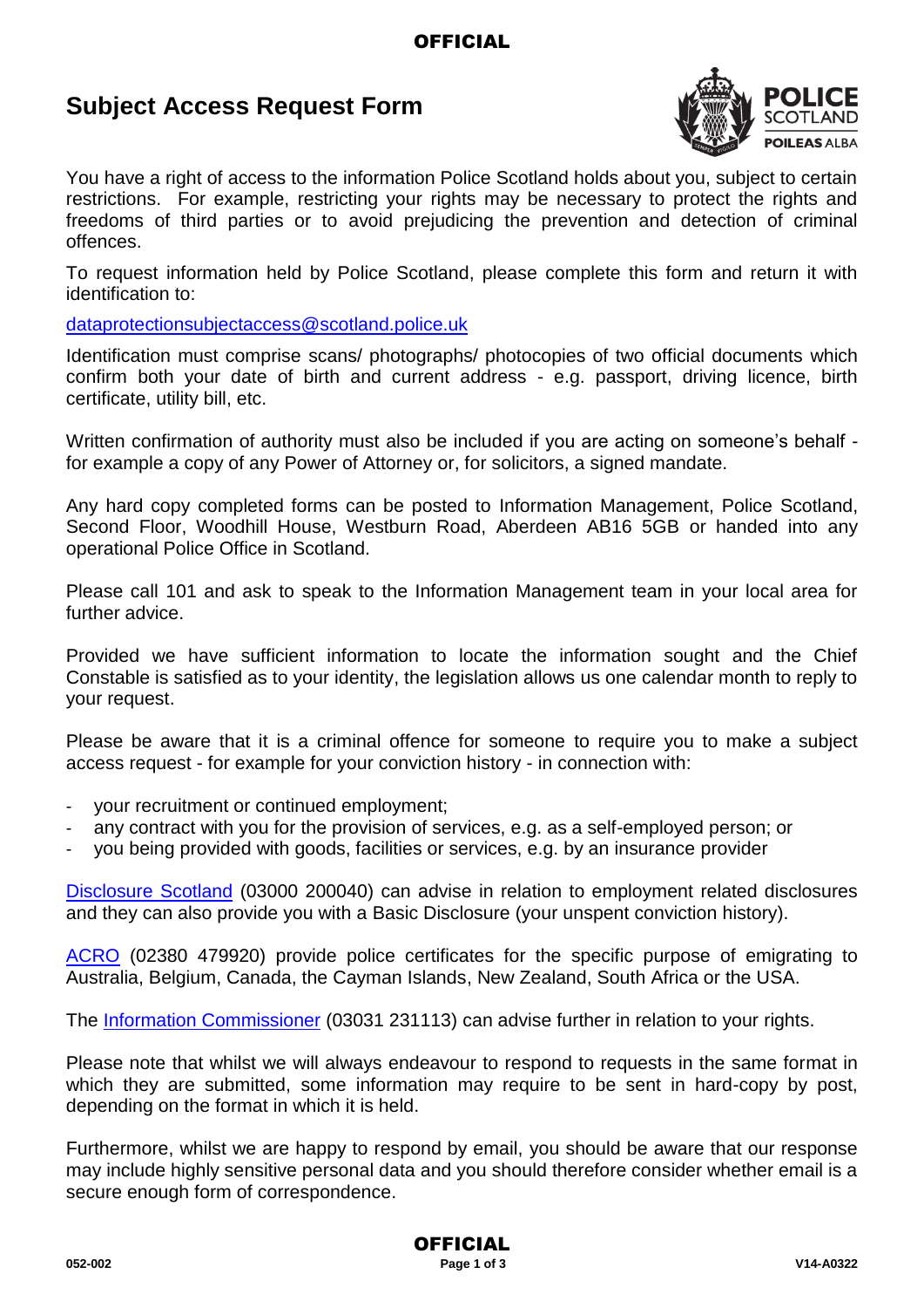# Subject Access Request Form

You have a right of access to the information Police Scotland holds about you, subject to certain restrictions. For example, restricting your rights may be necessary to protect the rights and freedoms of third parties or to avoid prejudicing the prevention and detection of criminal offences.

To request information held by Police Scotland, please complete this form and return it with identification to:

dataprotectionsubjectaccess@scotland.police.uk

Identification must comprise scans/ photographs/ photocopies of two official documents which confirm both your date of birth and current address - e.g. passport, driving licence, birth certificate, utility bill, etc.

Written confirmation of authority must also be included if you are acting on someone's behalf - for example a copy of any Power of Attorney or, for solicitors, a signed mandate.

Any hard copy completed forms can be posted to Information Management, Police Scotland, Second Floor, Woodhill House, Westburn Road, Aberdeen AB16 5GB or handed into any operational Police Office in Scotland.

Please call 101 and ask to speak to the Information Management team in your local area for further advice.

Provided we have sufficient information to locate the information sought and the Chief Constable is satisfied as to your identity, the legislation allows us one calendar month to reply to your request.

Please be aware that it is a criminal offence for someone to require you to make a subject access request - for example for your conviction history - in connection with:

- your recruitment or continued employment;
- any contract with you for the provision of services, e.g. as a self-employed person; or
- you being provided with goods, facilities or services, e.g. by an insurance provider

Disclosure Scotland (03000 200040) can advise in relation to employment related disclosures and they can also provide you with a Basic Disclosure (your unspent conviction history).

ACRO (02380 479920) provide police certificates for the specific purpose of emigrating to Australia, Belgium, Canada, the Cayman Islands, New Zealand, South Africa or the USA.

The Information Commissioner (03031 231113) can advise further in relation to your rights.

Please note that whilst we will always endeavour to respond to requests in the same format in which they are submitted, some information may require to be sent in hard-copy by post, depending on the format in which it is held.

Furthermore, whilst we are happy to respond by email, you should be aware that our response may include highly sensitive personal data and you should therefore consider whether email is a secure enough form of correspondence.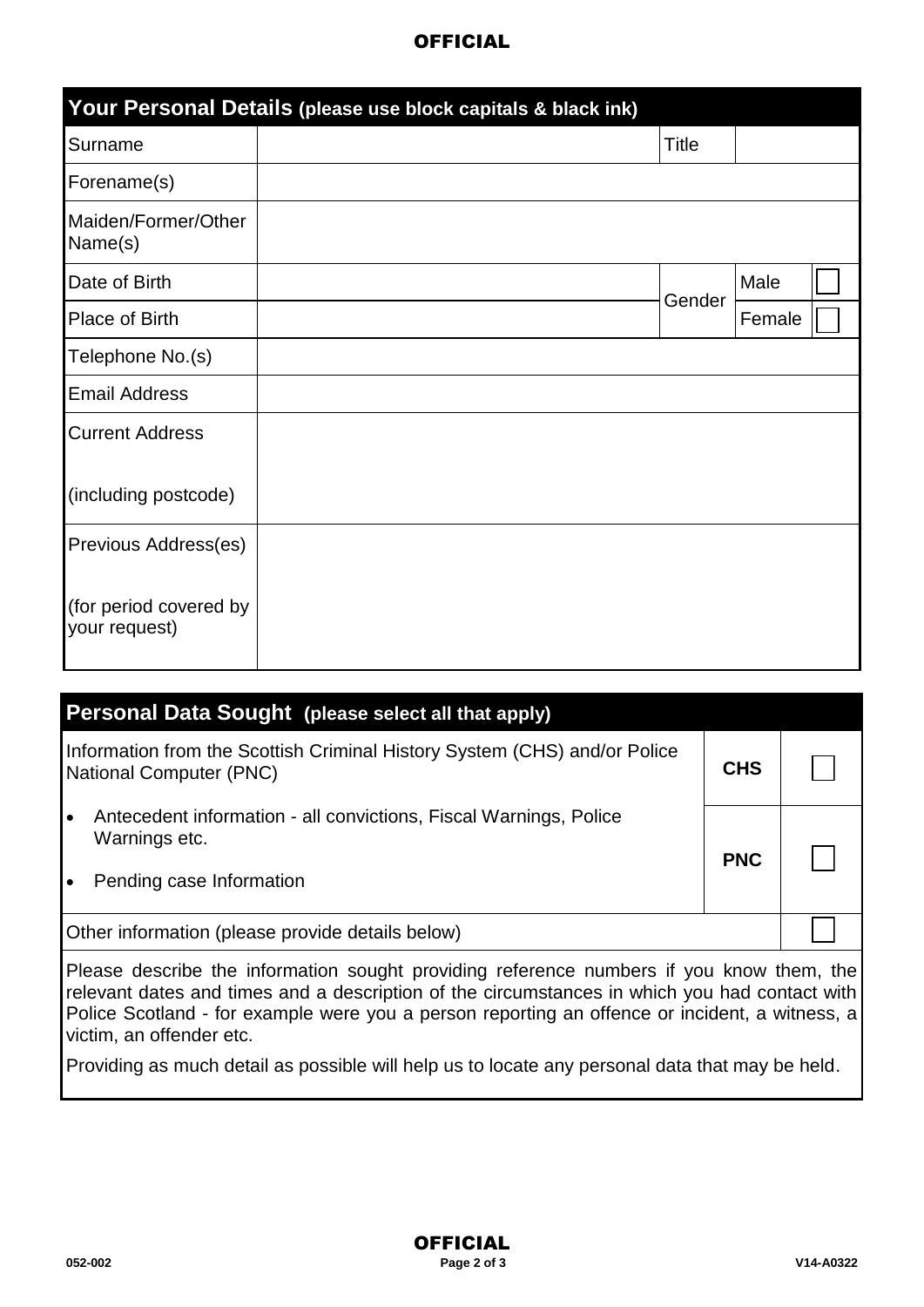| Your Personal Details (please use block capitals & black ink) | | | | |
|---|---|---|---|---|
| Surname | | Title | | |
| Forename(s) | | | | |
| Maiden/Former/Other Name(s) | | | | |
| Date of Birth | | Gender | Male | ☐ |
| Place of Birth | | | Female | ☐ |
| Telephone No.(s) | | | | |
| Email Address | | | | |
| Current Address<br><br>(including postcode) | | | | |
| Previous Address(es)<br><br>(for period covered by your request) | | | | |

| Personal Data Sought (please select all that apply) | | |
|---|---|---|
| Information from the Scottish Criminal History System (CHS) and/or Police National Computer (PNC) | **CHS** | ☐ |
| • Antecedent information - all convictions, Fiscal Warnings, Police Warnings etc.<br>• Pending case Information | **PNC** | ☐ |
| Other information (please provide details below) | | ☐ |

Please describe the information sought providing reference numbers if you know them, the relevant dates and times and a description of the circumstances in which you had contact with Police Scotland - for example were you a person reporting an offence or incident, a witness, a victim, an offender etc.

Providing as much detail as possible will help us to locate any personal data that may be held.

052-002 V14-A0322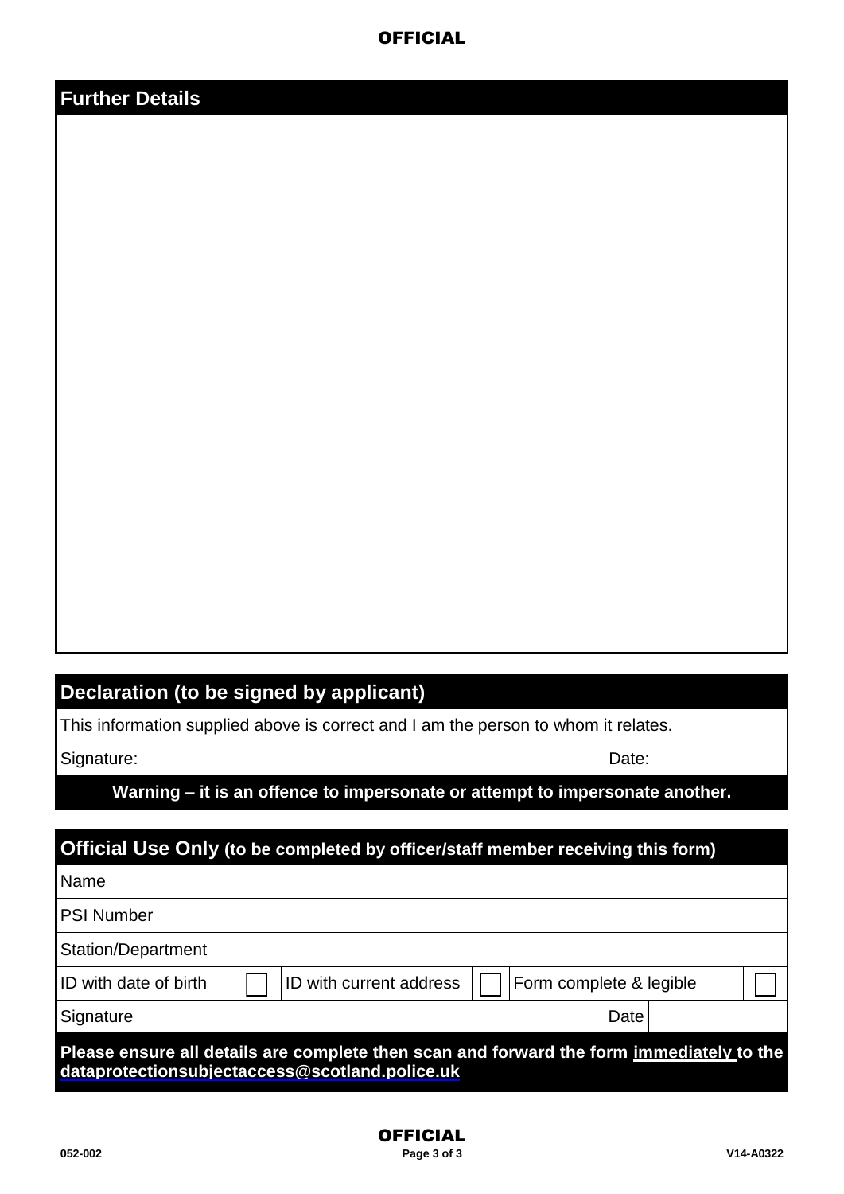## Further Details

## Declaration (to be signed by applicant)

This information supplied above is correct and I am the person to whom it relates.

Signature: Date:

**Warning – it is an offence to impersonate or attempt to impersonate another.**

## Official Use Only (to be completed by officer/staff member receiving this form)

| | | | | | |
|---|---|---|---|---|---|
| Name | | | | | |
| PSI Number | | | | | |
| Station/Department | | | | | |
| ID with date of birth | ☐ | ID with current address | ☐ | Form complete & legible | ☐ |
| Signature | | | | Date | |

**Please ensure all details are complete then scan and forward the form immediately to the dataprotectionsubjectaccess@scotland.police.uk**

052-002 V14-A0322